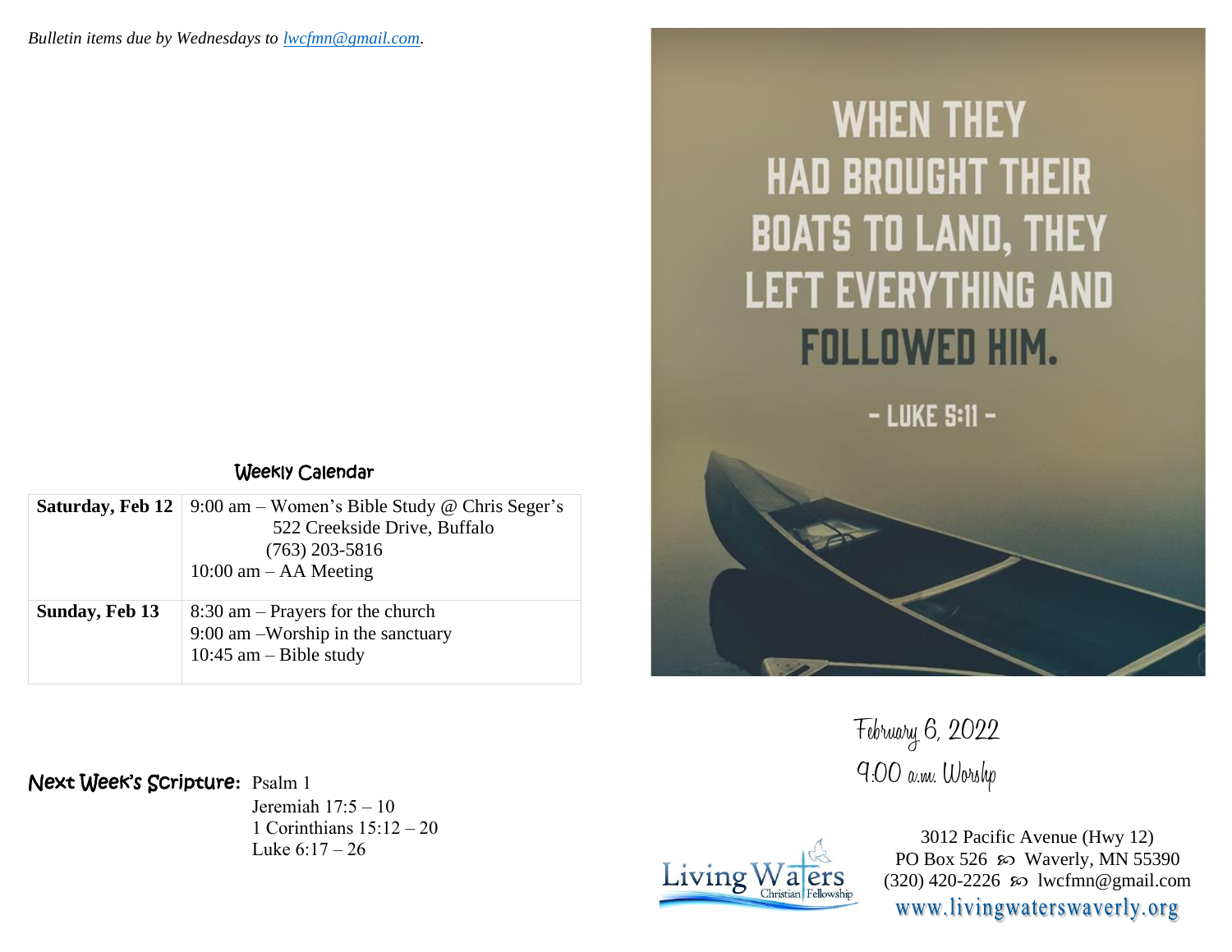*Bulletin items due by Wednesdays to lwcfmn@gmail.com.*

## Weekly Calendar

| | |
|---|---|
| **Saturday, Feb 12** | 9:00 am – Women's Bible Study @ Chris Seger's 522 Creekside Drive, Buffalo (763) 203-5816<br>10:00 am – AA Meeting |
| **Sunday, Feb 13** | 8:30 am – Prayers for the church<br>9:00 am –Worship in the sanctuary<br>10:45 am – Bible study |

**Next Week's Scripture:** Psalm 1
Jeremiah 17:5 – 10
1 Corinthians 15:12 – 20
Luke 6:17 – 26

WHEN THEY HAD BROUGHT THEIR BOATS TO LAND, THEY LEFT EVERYTHING AND FOLLOWED HIM.

- LUKE 5:11 -

February 6, 2022
9:00 a.m. Worship

Living Waters Christian Fellowship

3012 Pacific Avenue (Hwy 12)
PO Box 526 ∽ Waverly, MN 55390
(320) 420-2226 ∽ lwcfmn@gmail.com
www.livingwaterswaverly.org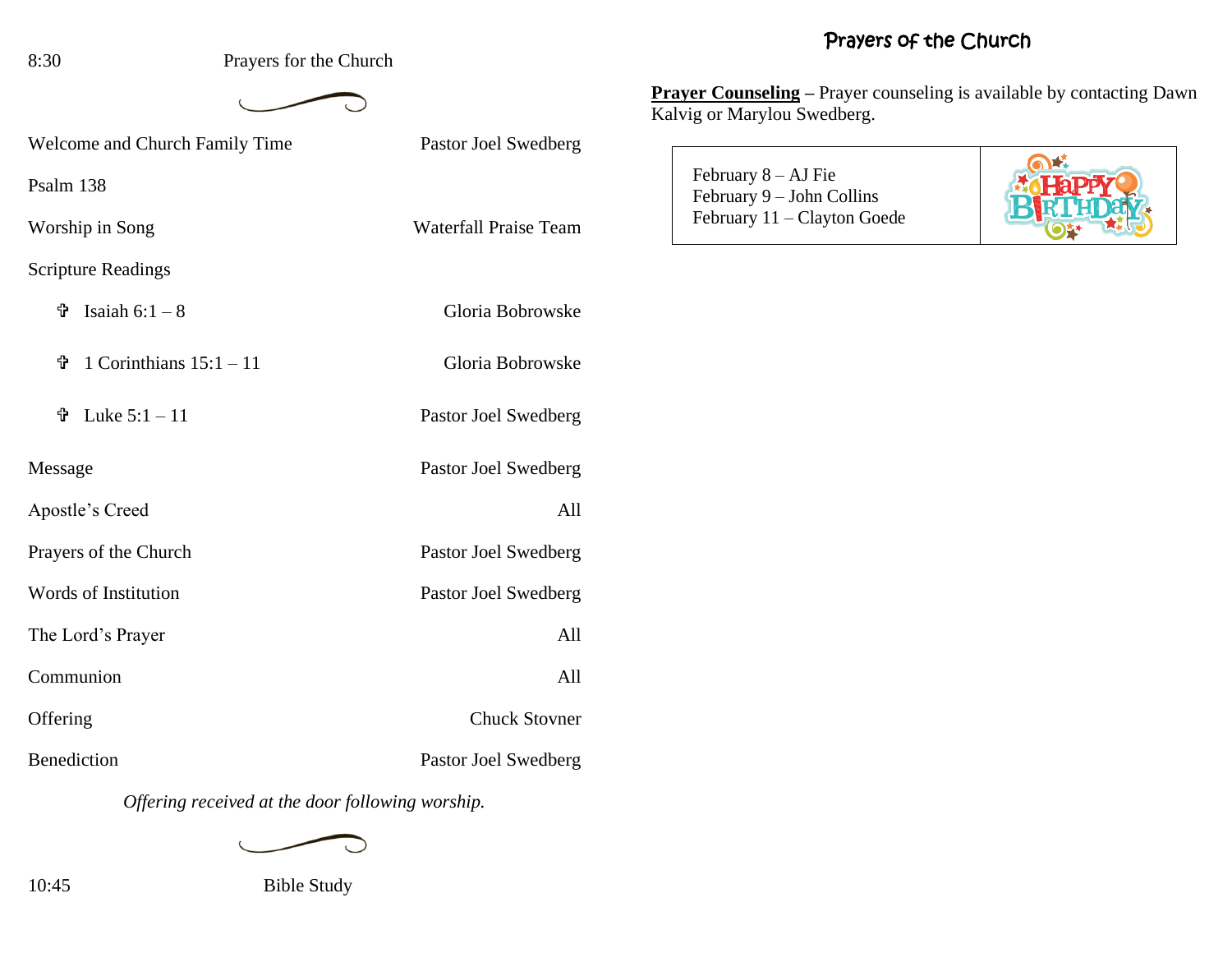8:30 Prayers for the Church

Welcome and Church Family Time — Pastor Joel Swedberg

Psalm 138

Worship in Song — Waterfall Praise Team

Scripture Readings

- ✞ Isaiah 6:1 – 8 — Gloria Bobrowske
- ✞ 1 Corinthians 15:1 – 11 — Gloria Bobrowske
- ✞ Luke 5:1 – 11 — Pastor Joel Swedberg

Message — Pastor Joel Swedberg

Apostle's Creed — All

Prayers of the Church — Pastor Joel Swedberg

Words of Institution — Pastor Joel Swedberg

The Lord's Prayer — All

Communion — All

Offering — Chuck Stovner

Benediction — Pastor Joel Swedberg

*Offering received at the door following worship.*

10:45 Bible Study

## Prayers of the Church

**Prayer Counseling** – Prayer counseling is available by contacting Dawn Kalvig or Marylou Swedberg.

| | |
|---|---|
| February 8 – AJ Fie<br>February 9 – John Collins<br>February 11 – Clayton Goede | Happy Birthday |